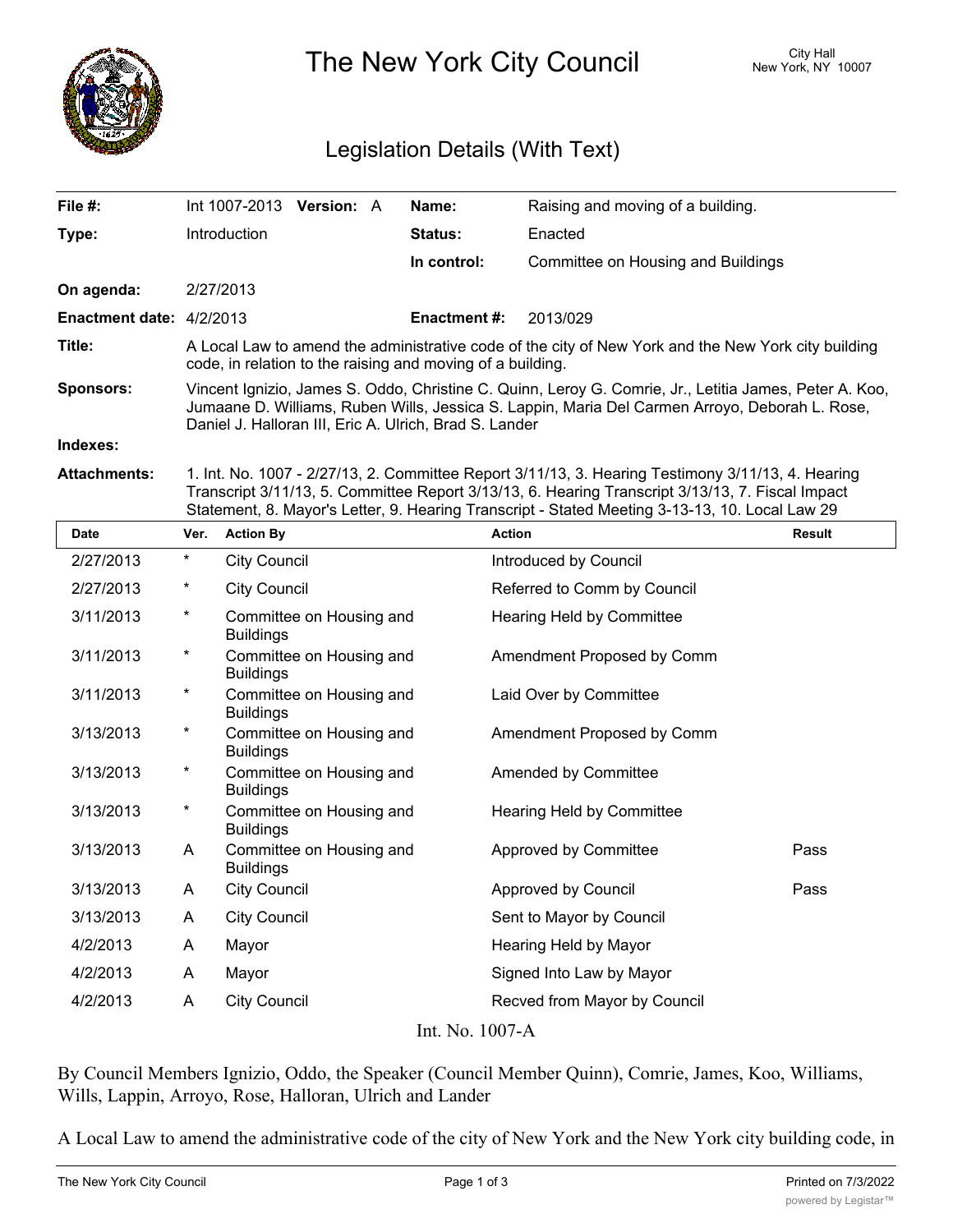# The New York City Council

City Hall
New York, NY 10007

## Legislation Details (With Text)

| | | | |
|---|---|---|---|
| **File #:** | Int 1007-2013 **Version:** A | **Name:** | Raising and moving of a building. |
| **Type:** | Introduction | **Status:** | Enacted |
| | | **In control:** | Committee on Housing and Buildings |
| **On agenda:** | 2/27/2013 | | |
| **Enactment date:** | 4/2/2013 | **Enactment #:** | 2013/029 |

**Title:** A Local Law to amend the administrative code of the city of New York and the New York city building code, in relation to the raising and moving of a building.

**Sponsors:** Vincent Ignizio, James S. Oddo, Christine C. Quinn, Leroy G. Comrie, Jr., Letitia James, Peter A. Koo, Jumaane D. Williams, Ruben Wills, Jessica S. Lappin, Maria Del Carmen Arroyo, Deborah L. Rose, Daniel J. Halloran III, Eric A. Ulrich, Brad S. Lander

**Indexes:**

**Attachments:** 1. Int. No. 1007 - 2/27/13, 2. Committee Report 3/11/13, 3. Hearing Testimony 3/11/13, 4. Hearing Transcript 3/11/13, 5. Committee Report 3/13/13, 6. Hearing Transcript 3/13/13, 7. Fiscal Impact Statement, 8. Mayor's Letter, 9. Hearing Transcript - Stated Meeting 3-13-13, 10. Local Law 29

| Date | Ver. | Action By | Action | Result |
|---|---|---|---|---|
| 2/27/2013 | * | City Council | Introduced by Council | |
| 2/27/2013 | * | City Council | Referred to Comm by Council | |
| 3/11/2013 | * | Committee on Housing and Buildings | Hearing Held by Committee | |
| 3/11/2013 | * | Committee on Housing and Buildings | Amendment Proposed by Comm | |
| 3/11/2013 | * | Committee on Housing and Buildings | Laid Over by Committee | |
| 3/13/2013 | * | Committee on Housing and Buildings | Amendment Proposed by Comm | |
| 3/13/2013 | * | Committee on Housing and Buildings | Amended by Committee | |
| 3/13/2013 | * | Committee on Housing and Buildings | Hearing Held by Committee | |
| 3/13/2013 | A | Committee on Housing and Buildings | Approved by Committee | Pass |
| 3/13/2013 | A | City Council | Approved by Council | Pass |
| 3/13/2013 | A | City Council | Sent to Mayor by Council | |
| 4/2/2013 | A | Mayor | Hearing Held by Mayor | |
| 4/2/2013 | A | Mayor | Signed Into Law by Mayor | |
| 4/2/2013 | A | City Council | Recved from Mayor by Council | |

Int. No. 1007-A

By Council Members Ignizio, Oddo, the Speaker (Council Member Quinn), Comrie, James, Koo, Williams, Wills, Lappin, Arroyo, Rose, Halloran, Ulrich and Lander

A Local Law to amend the administrative code of the city of New York and the New York city building code, in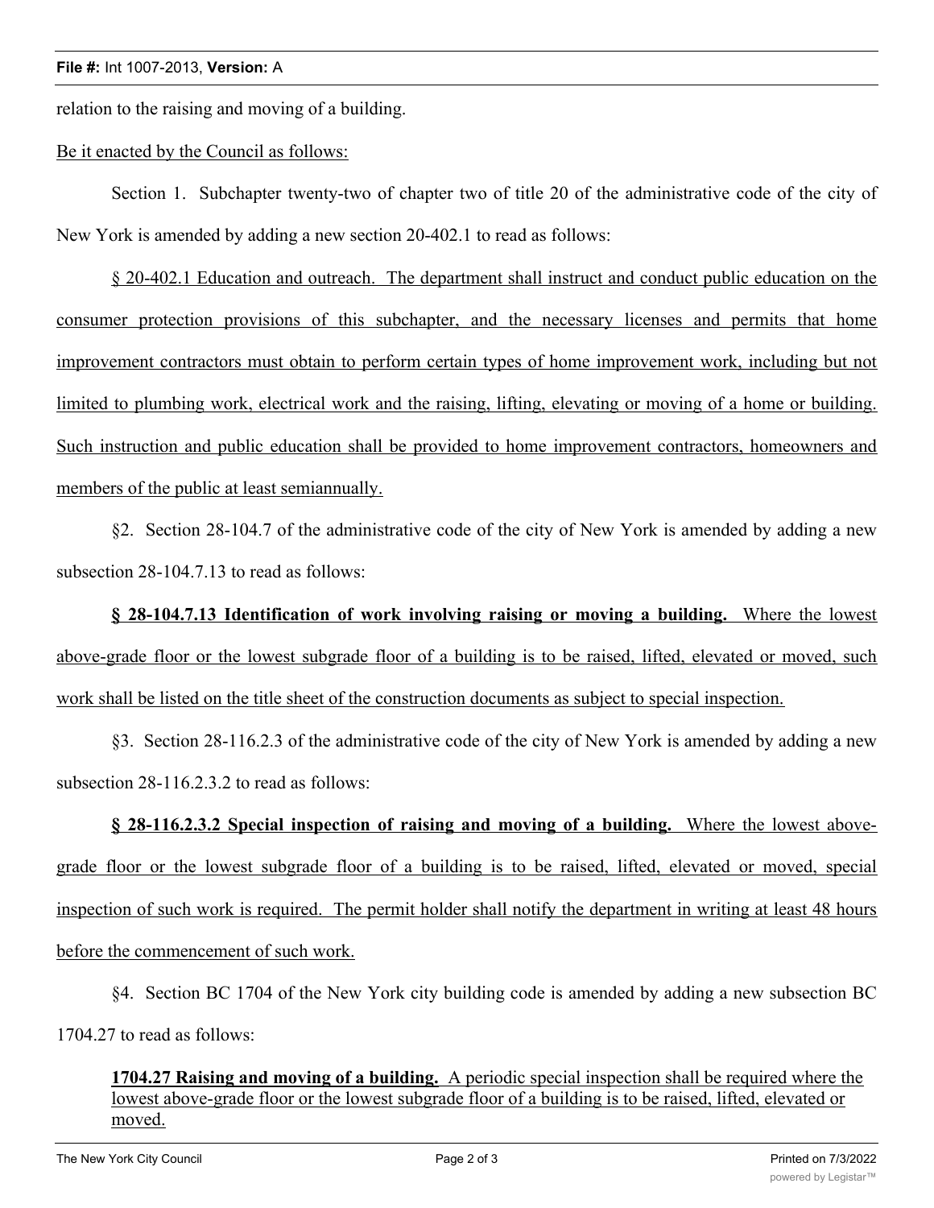relation to the raising and moving of a building.

Be it enacted by the Council as follows:

Section 1. Subchapter twenty-two of chapter two of title 20 of the administrative code of the city of New York is amended by adding a new section 20-402.1 to read as follows:

§ 20-402.1 Education and outreach. The department shall instruct and conduct public education on the consumer protection provisions of this subchapter, and the necessary licenses and permits that home improvement contractors must obtain to perform certain types of home improvement work, including but not limited to plumbing work, electrical work and the raising, lifting, elevating or moving of a home or building. Such instruction and public education shall be provided to home improvement contractors, homeowners and members of the public at least semiannually.

§2. Section 28-104.7 of the administrative code of the city of New York is amended by adding a new subsection 28-104.7.13 to read as follows:

**§ 28-104.7.13 Identification of work involving raising or moving a building.** Where the lowest above-grade floor or the lowest subgrade floor of a building is to be raised, lifted, elevated or moved, such work shall be listed on the title sheet of the construction documents as subject to special inspection.

§3. Section 28-116.2.3 of the administrative code of the city of New York is amended by adding a new subsection 28-116.2.3.2 to read as follows:

**§ 28-116.2.3.2 Special inspection of raising and moving of a building.** Where the lowest above-grade floor or the lowest subgrade floor of a building is to be raised, lifted, elevated or moved, special inspection of such work is required. The permit holder shall notify the department in writing at least 48 hours before the commencement of such work.

§4. Section BC 1704 of the New York city building code is amended by adding a new subsection BC 1704.27 to read as follows:

> **1704.27 Raising and moving of a building.** A periodic special inspection shall be required where the lowest above-grade floor or the lowest subgrade floor of a building is to be raised, lifted, elevated or moved.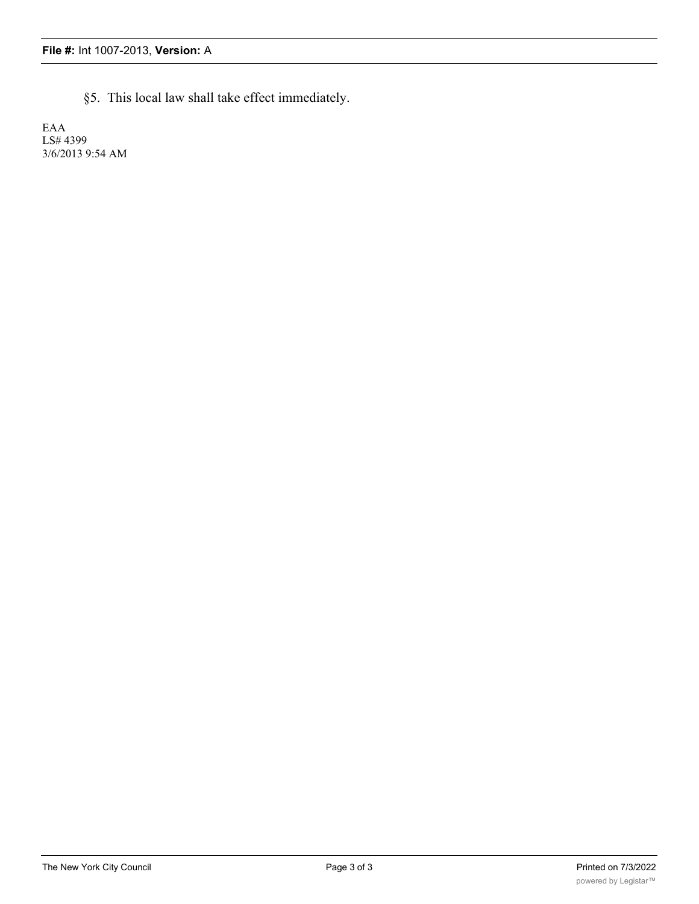§5. This local law shall take effect immediately.

EAA
LS# 4399
3/6/2013 9:54 AM